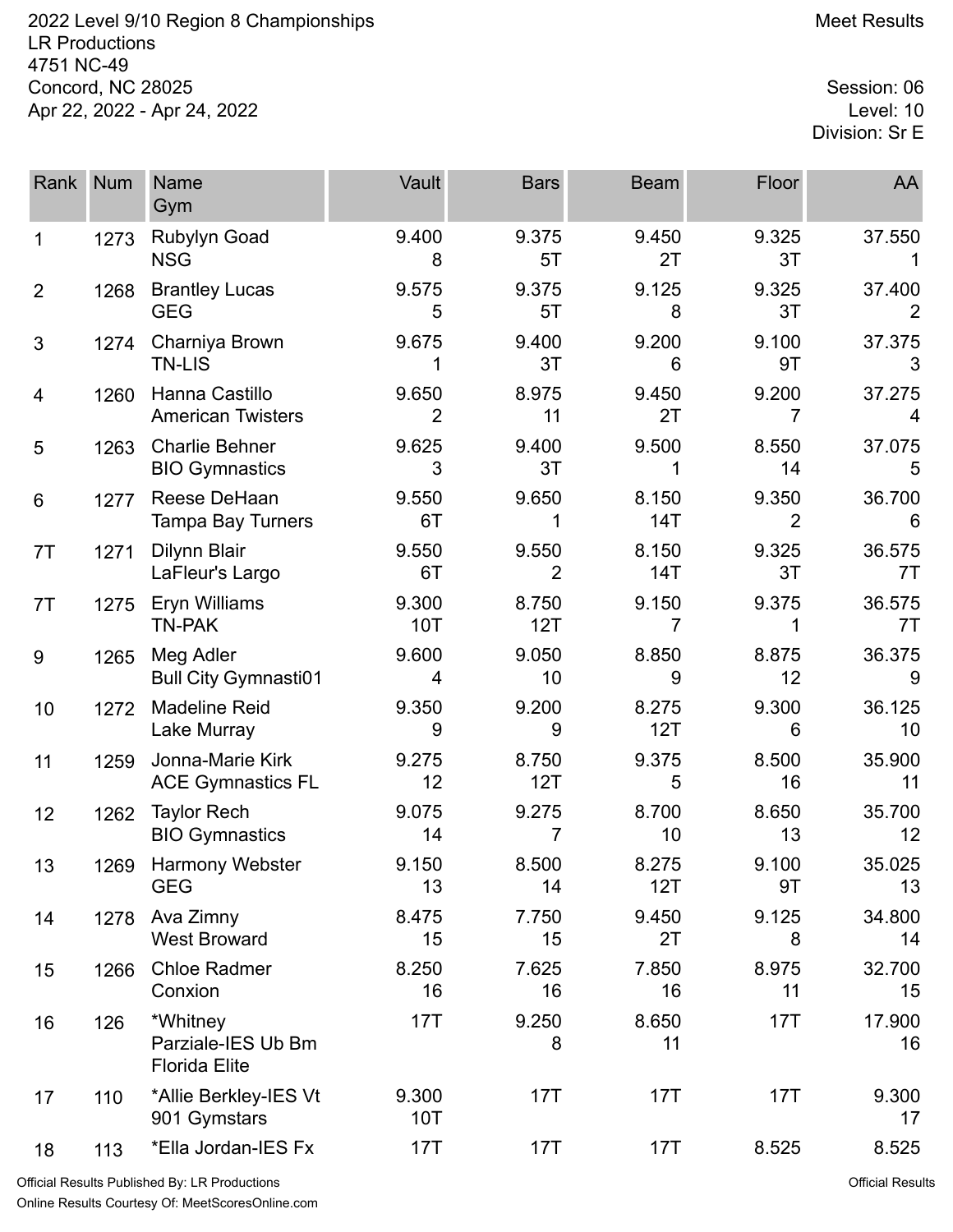2022 Level 9/10 Region 8 Championships
LR Productions
4751 NC-49
Concord, NC 28025
Apr 22, 2022 - Apr 24, 2022

Meet Results

Session: 06
Level: 10
Division: Sr E

| Rank | Num | Name<br>Gym | Vault | Bars | Beam | Floor | AA |
|---|---|---|---|---|---|---|---|
| 1 | 1273 | Rubylyn Goad<br>NSG | 9.400<br>8 | 9.375<br>5T | 9.450<br>2T | 9.325<br>3T | 37.550<br>1 |
| 2 | 1268 | Brantley Lucas<br>GEG | 9.575<br>5 | 9.375<br>5T | 9.125<br>8 | 9.325<br>3T | 37.400<br>2 |
| 3 | 1274 | Charniya Brown<br>TN-LIS | 9.675<br>1 | 9.400<br>3T | 9.200<br>6 | 9.100<br>9T | 37.375<br>3 |
| 4 | 1260 | Hanna Castillo<br>American Twisters | 9.650<br>2 | 8.975<br>11 | 9.450<br>2T | 9.200<br>7 | 37.275<br>4 |
| 5 | 1263 | Charlie Behner<br>BIO Gymnastics | 9.625<br>3 | 9.400<br>3T | 9.500<br>1 | 8.550<br>14 | 37.075<br>5 |
| 6 | 1277 | Reese DeHaan<br>Tampa Bay Turners | 9.550<br>6T | 9.650<br>1 | 8.150<br>14T | 9.350<br>2 | 36.700<br>6 |
| 7T | 1271 | Dilynn Blair<br>LaFleur's Largo | 9.550<br>6T | 9.550<br>2 | 8.150<br>14T | 9.325<br>3T | 36.575<br>7T |
| 7T | 1275 | Eryn Williams<br>TN-PAK | 9.300<br>10T | 8.750<br>12T | 9.150<br>7 | 9.375<br>1 | 36.575<br>7T |
| 9 | 1265 | Meg Adler<br>Bull City Gymnasti01 | 9.600<br>4 | 9.050<br>10 | 8.850<br>9 | 8.875<br>12 | 36.375<br>9 |
| 10 | 1272 | Madeline Reid<br>Lake Murray | 9.350<br>9 | 9.200<br>9 | 8.275<br>12T | 9.300<br>6 | 36.125<br>10 |
| 11 | 1259 | Jonna-Marie Kirk<br>ACE Gymnastics FL | 9.275<br>12 | 8.750<br>12T | 9.375<br>5 | 8.500<br>16 | 35.900<br>11 |
| 12 | 1262 | Taylor Rech<br>BIO Gymnastics | 9.075<br>14 | 9.275<br>7 | 8.700<br>10 | 8.650<br>13 | 35.700<br>12 |
| 13 | 1269 | Harmony Webster<br>GEG | 9.150<br>13 | 8.500<br>14 | 8.275<br>12T | 9.100<br>9T | 35.025<br>13 |
| 14 | 1278 | Ava Zimny<br>West Broward | 8.475<br>15 | 7.750<br>15 | 9.450<br>2T | 9.125<br>8 | 34.800<br>14 |
| 15 | 1266 | Chloe Radmer<br>Conxion | 8.250<br>16 | 7.625<br>16 | 7.850<br>16 | 8.975<br>11 | 32.700<br>15 |
| 16 | 126 | *Whitney Parziale-IES Ub Bm<br>Florida Elite | 17T | 9.250<br>8 | 8.650<br>11 | 17T | 17.900<br>16 |
| 17 | 110 | *Allie Berkley-IES Vt<br>901 Gymstars | 9.300<br>10T | 17T | 17T | 17T | 9.300<br>17 |
| 18 | 113 | *Ella Jordan-IES Fx | 17T | 17T | 17T | 8.525 | 8.525 |

Official Results Published By: LR Productions
Online Results Courtesy Of: MeetScoresOnline.com

Official Results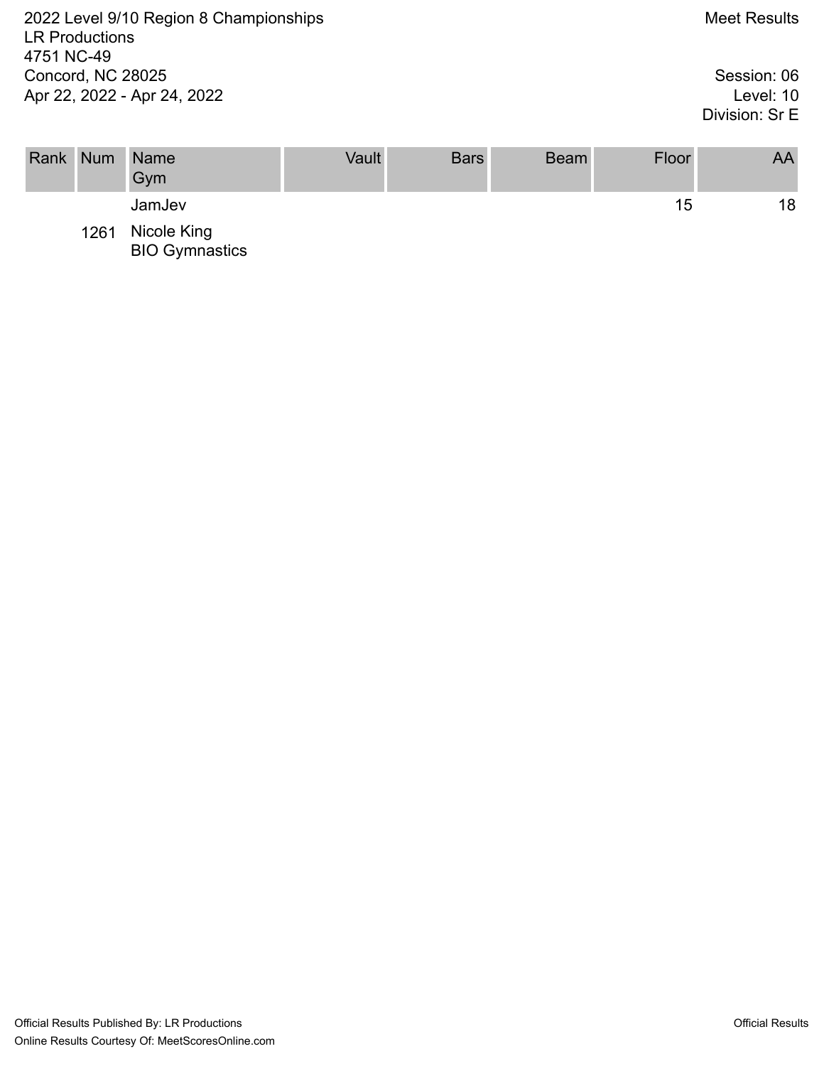2022 Level 9/10 Region 8 Championships
LR Productions
4751 NC-49
Concord, NC 28025
Apr 22, 2022 - Apr 24, 2022

Meet Results

Session: 06
Level: 10
Division: Sr E

| Rank | Num | Name<br>Gym | Vault | Bars | Beam | Floor | AA |
|---|---|---|---|---|---|---|---|
| | | JamJev | | | | 15 | 18 |
| | 1261 | Nicole King<br>BIO Gymnastics | | | | | |

Official Results Published By: LR Productions
Online Results Courtesy Of: MeetScoresOnline.com

Official Results